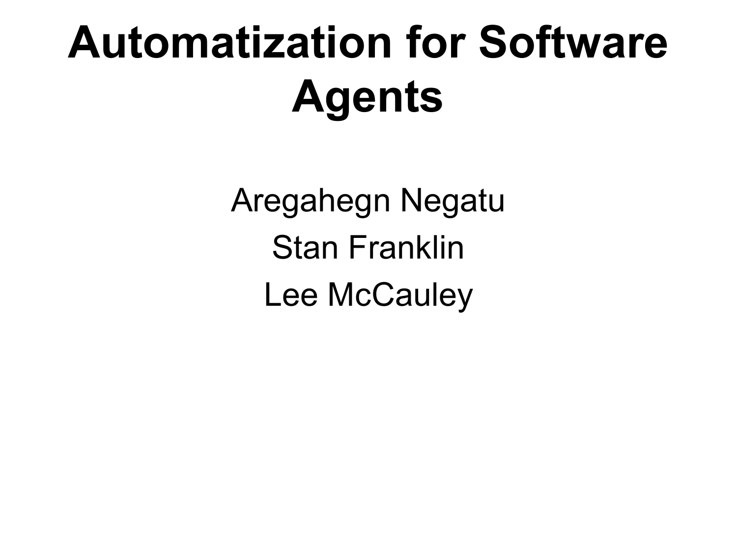# Automatization for Software Agents

Aregahegn Negatu

Stan Franklin

Lee McCauley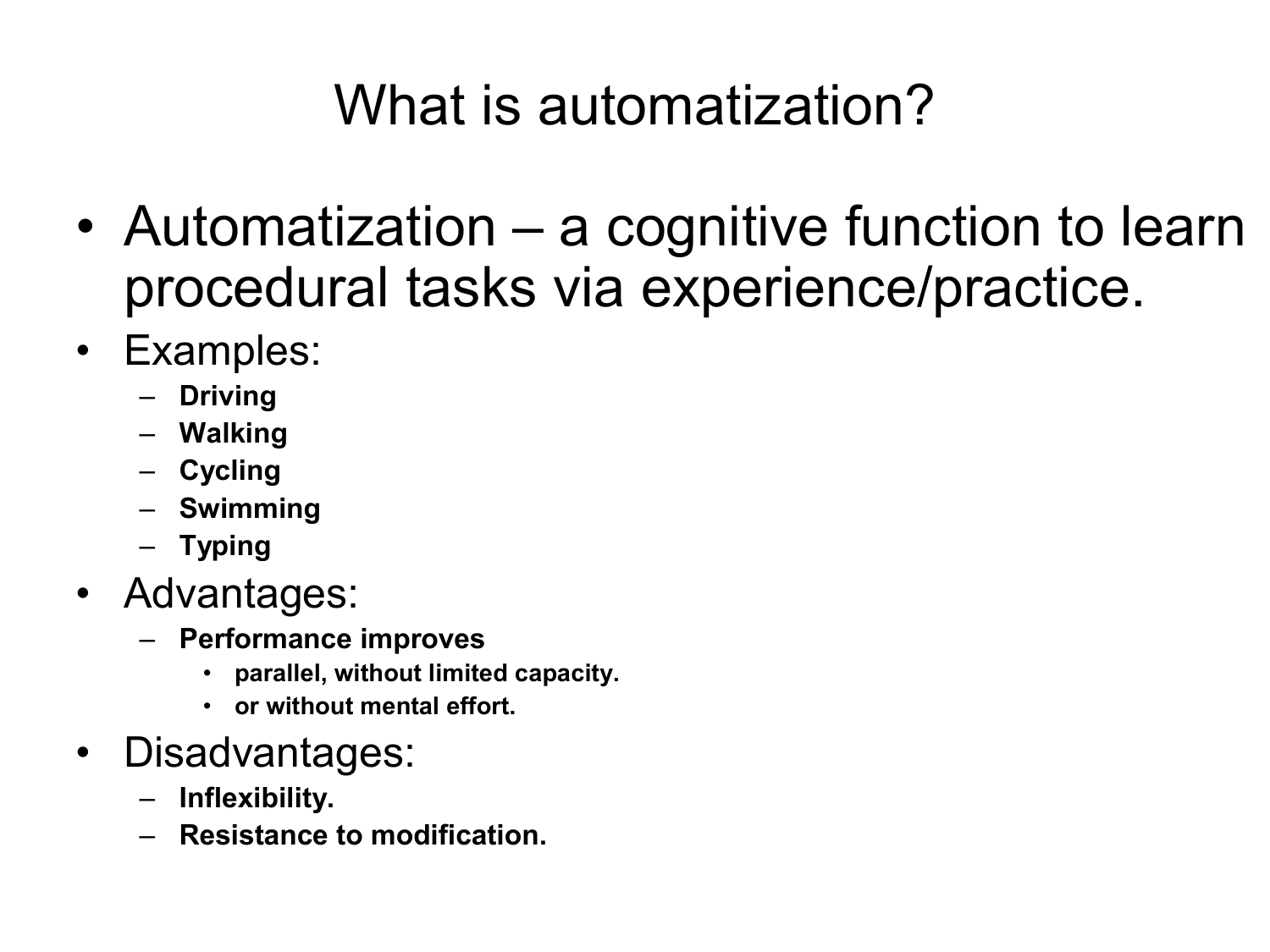# What is automatization?

- Automatization – a cognitive function to learn procedural tasks via experience/practice.
- Examples:
  - **Driving**
  - **Walking**
  - **Cycling**
  - **Swimming**
  - **Typing**
- Advantages:
  - **Performance improves**
    - **parallel, without limited capacity.**
    - **or without mental effort.**
- Disadvantages:
  - **Inflexibility.**
  - **Resistance to modification.**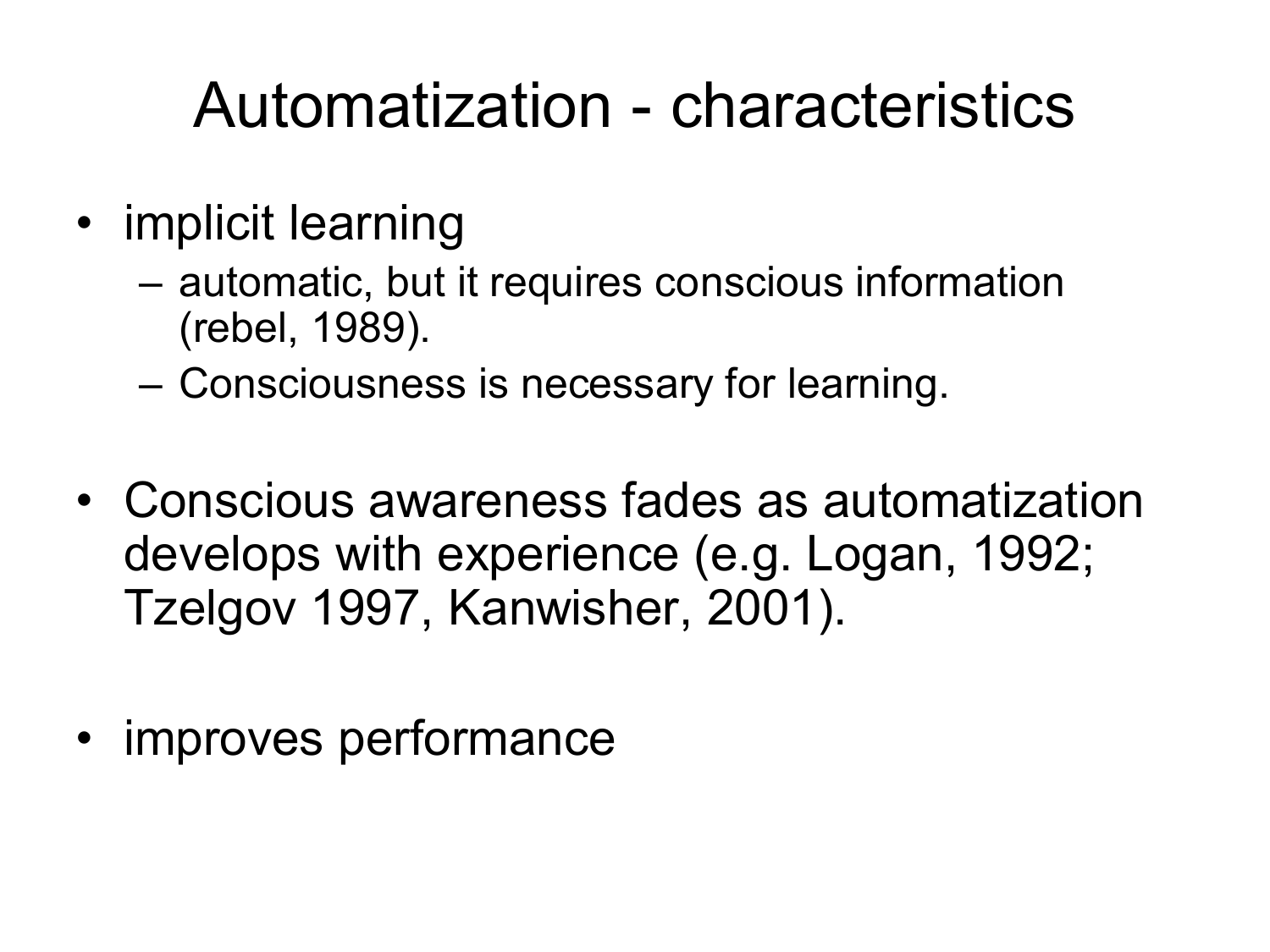# Automatization - characteristics

- implicit learning
  - automatic, but it requires conscious information (rebel, 1989).
  - Consciousness is necessary for learning.
- Conscious awareness fades as automatization develops with experience (e.g. Logan, 1992; Tzelgov 1997, Kanwisher, 2001).
- improves performance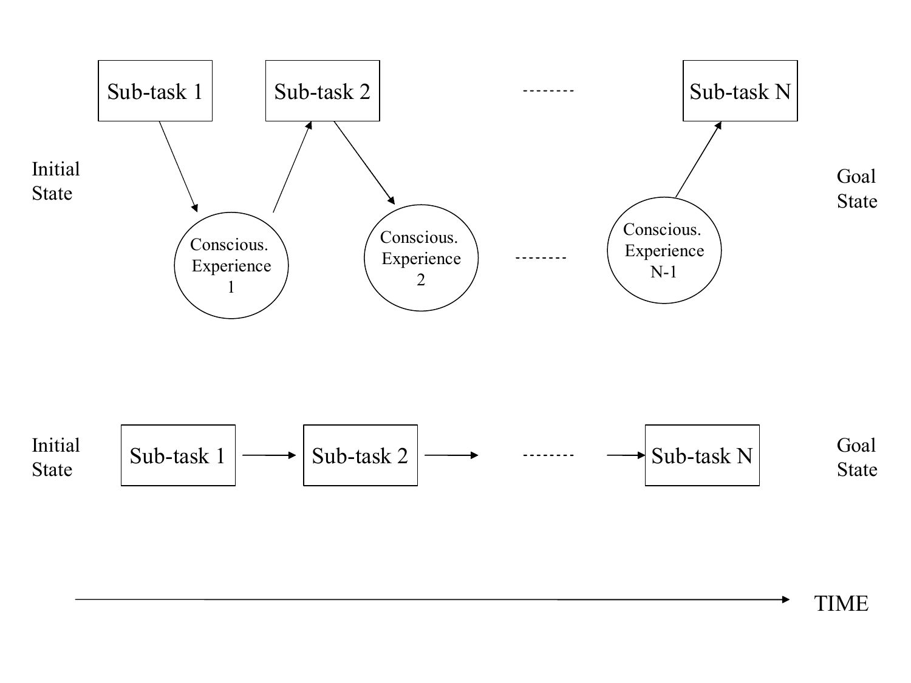Sub-task 1

Sub-task 2

--------

Sub-task N

Initial State

Goal State

Conscious. Experience 1

Conscious. Experience 2

--------

Conscious. Experience N-1

Initial State

Sub-task 1

Sub-task 2

--------

Sub-task N

Goal State

TIME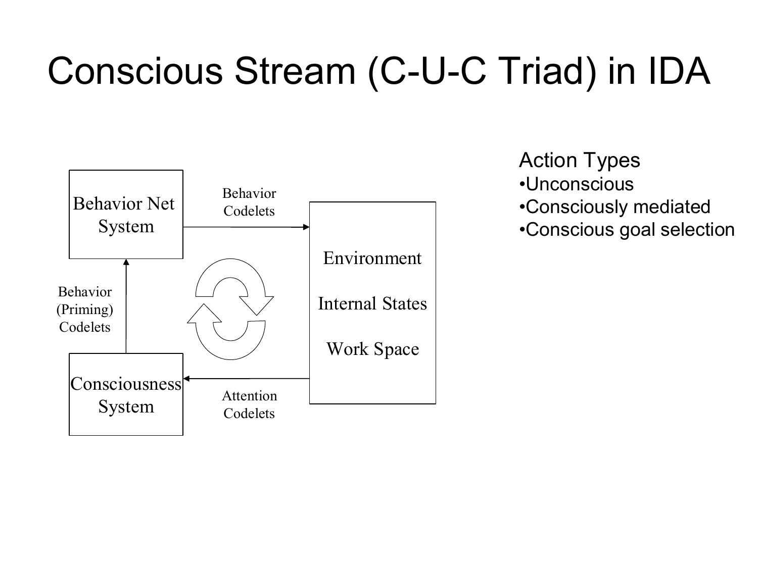# Conscious Stream (C-U-C Triad) in IDA

Behavior Net System

Behavior Codelets

Environment

Internal States

Work Space

Behavior (Priming) Codelets

Consciousness System

Attention Codelets

Action Types

- Unconscious
- Consciously mediated
- Conscious goal selection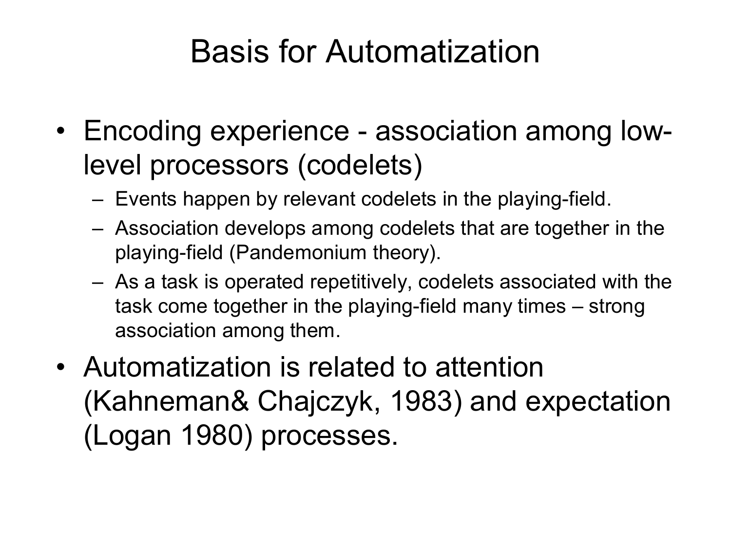# Basis for Automatization

- Encoding experience - association among low-level processors (codelets)
  - Events happen by relevant codelets in the playing-field.
  - Association develops among codelets that are together in the playing-field (Pandemonium theory).
  - As a task is operated repetitively, codelets associated with the task come together in the playing-field many times – strong association among them.
- Automatization is related to attention (Kahneman& Chajczyk, 1983) and expectation (Logan 1980) processes.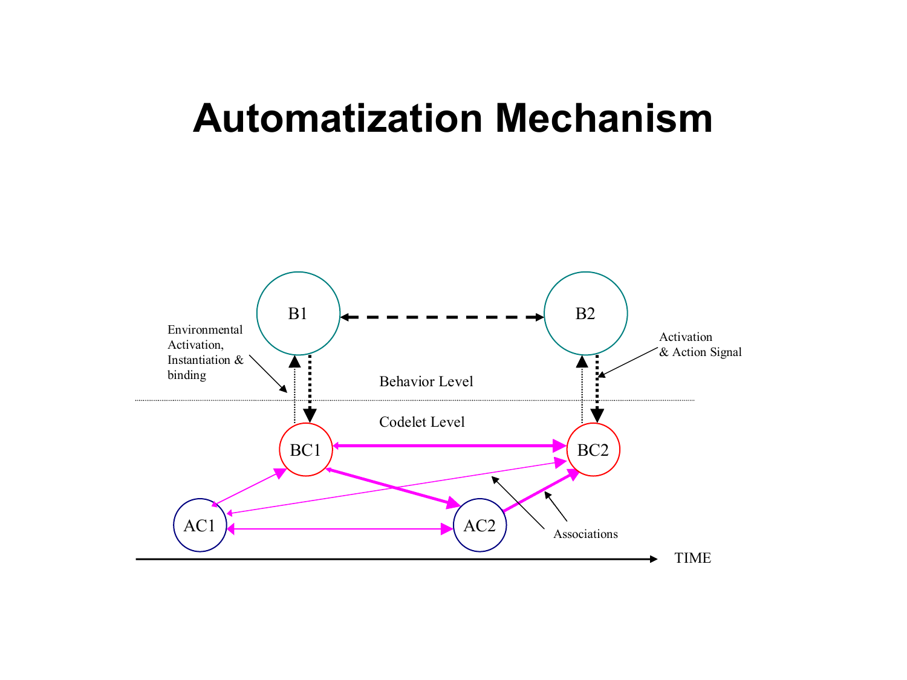# Automatization Mechanism

Environmental Activation, Instantiation & binding

Activation & Action Signal

B1

B2

Behavior Level

Codelet Level

BC1

BC2

AC1

AC2

Associations

TIME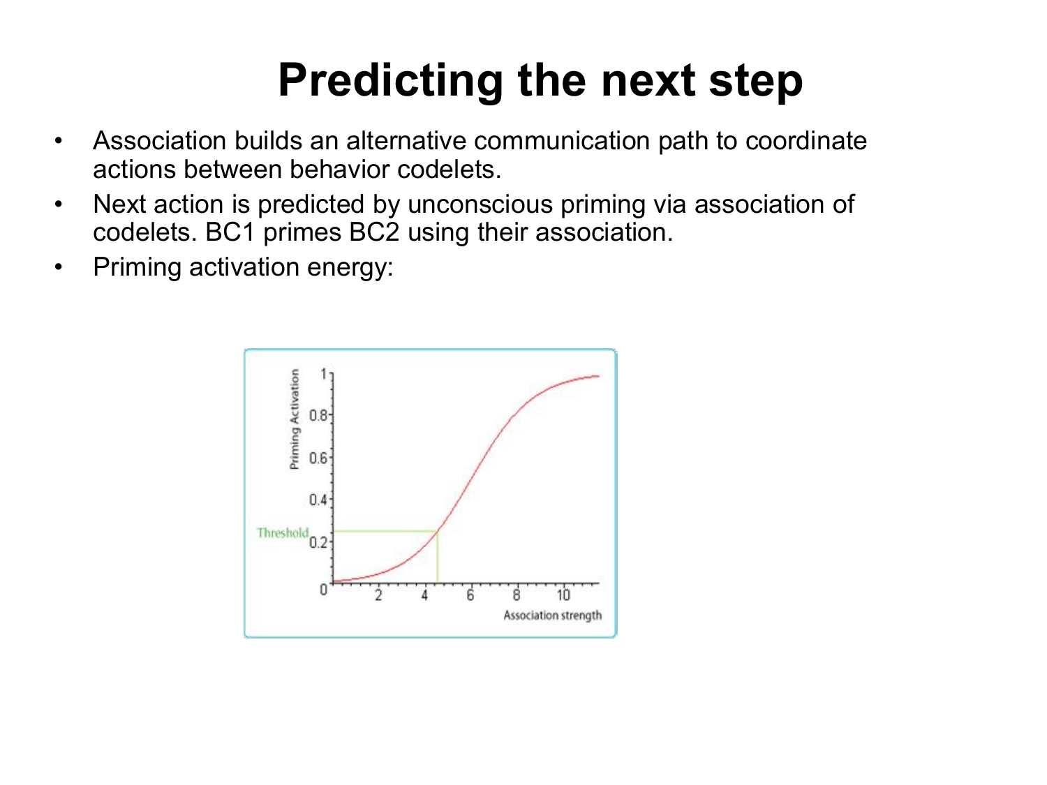# Predicting the next step

- Association builds an alternative communication path to coordinate actions between behavior codelets.
- Next action is predicted by unconscious priming via association of codelets. BC1 primes BC2 using their association.
- Priming activation energy: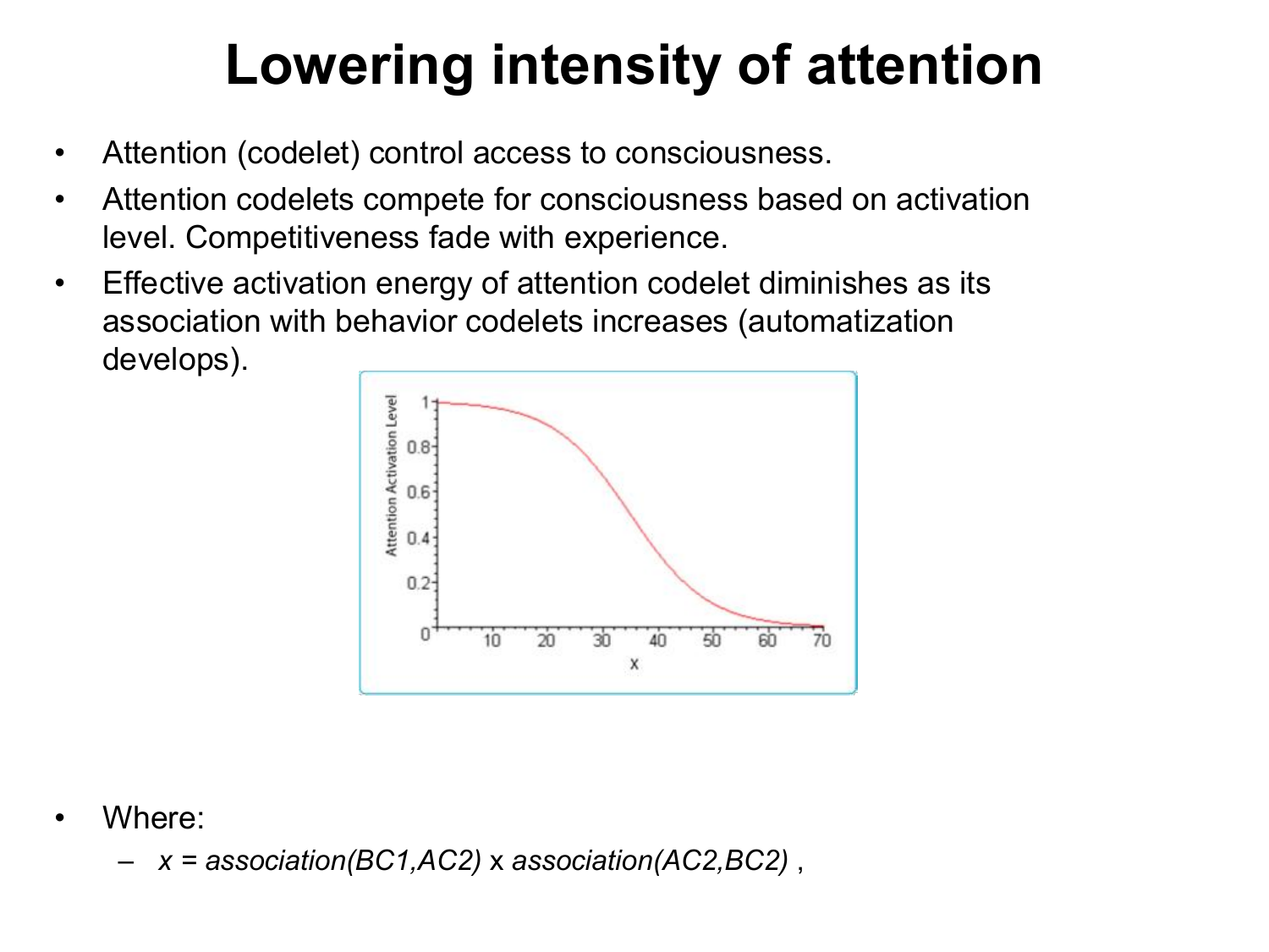# Lowering intensity of attention

- Attention (codelet) control access to consciousness.
- Attention codelets compete for consciousness based on activation level. Competitiveness fade with experience.
- Effective activation energy of attention codelet diminishes as its association with behavior codelets increases (automatization develops).

- Where:
  - *x = association(BC1,AC2)* x *association(AC2,BC2)* ,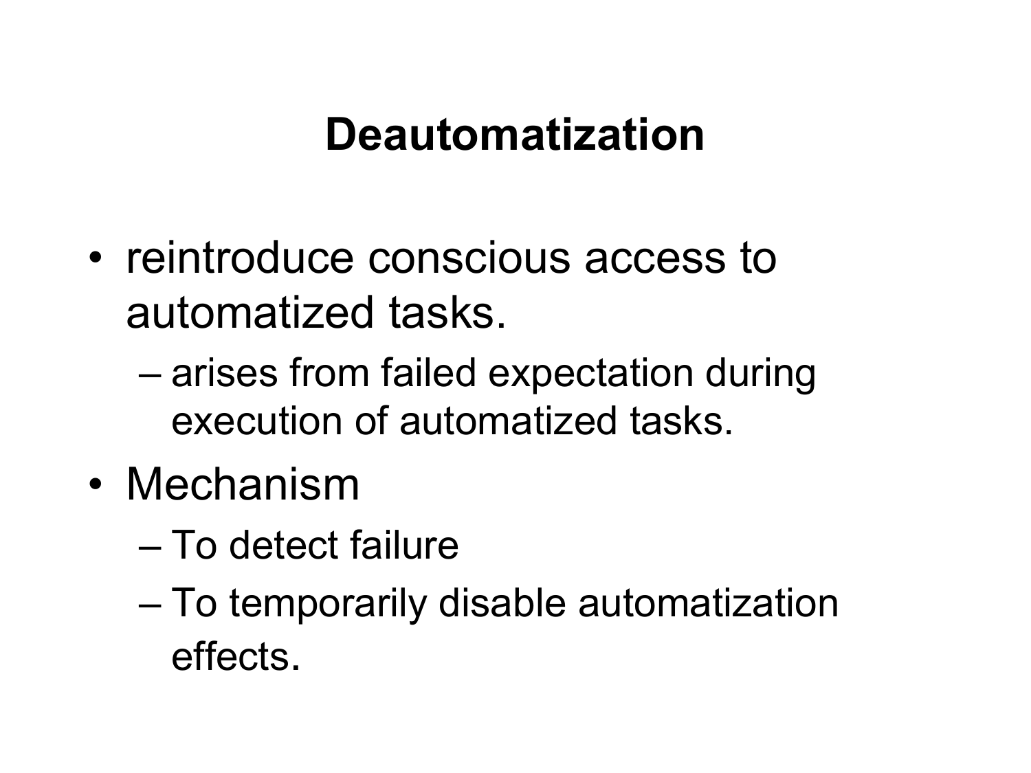# Deautomatization

- reintroduce conscious access to automatized tasks.
  - arises from failed expectation during execution of automatized tasks.
- Mechanism
  - To detect failure
  - To temporarily disable automatization effects.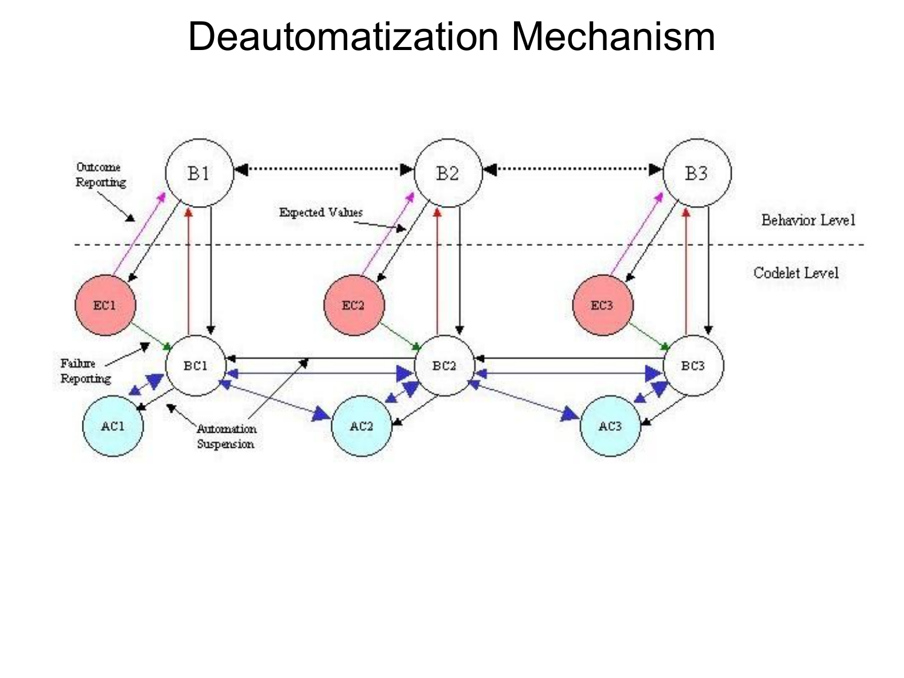# Deautomatization Mechanism

Outcome Reporting

B1

B2

B3

Expected Values

Behavior Level

Codelet Level

EC1

EC2

EC3

BC1

BC2

BC3

Failure Reporting

AC1

AC2

AC3

Automation Suspension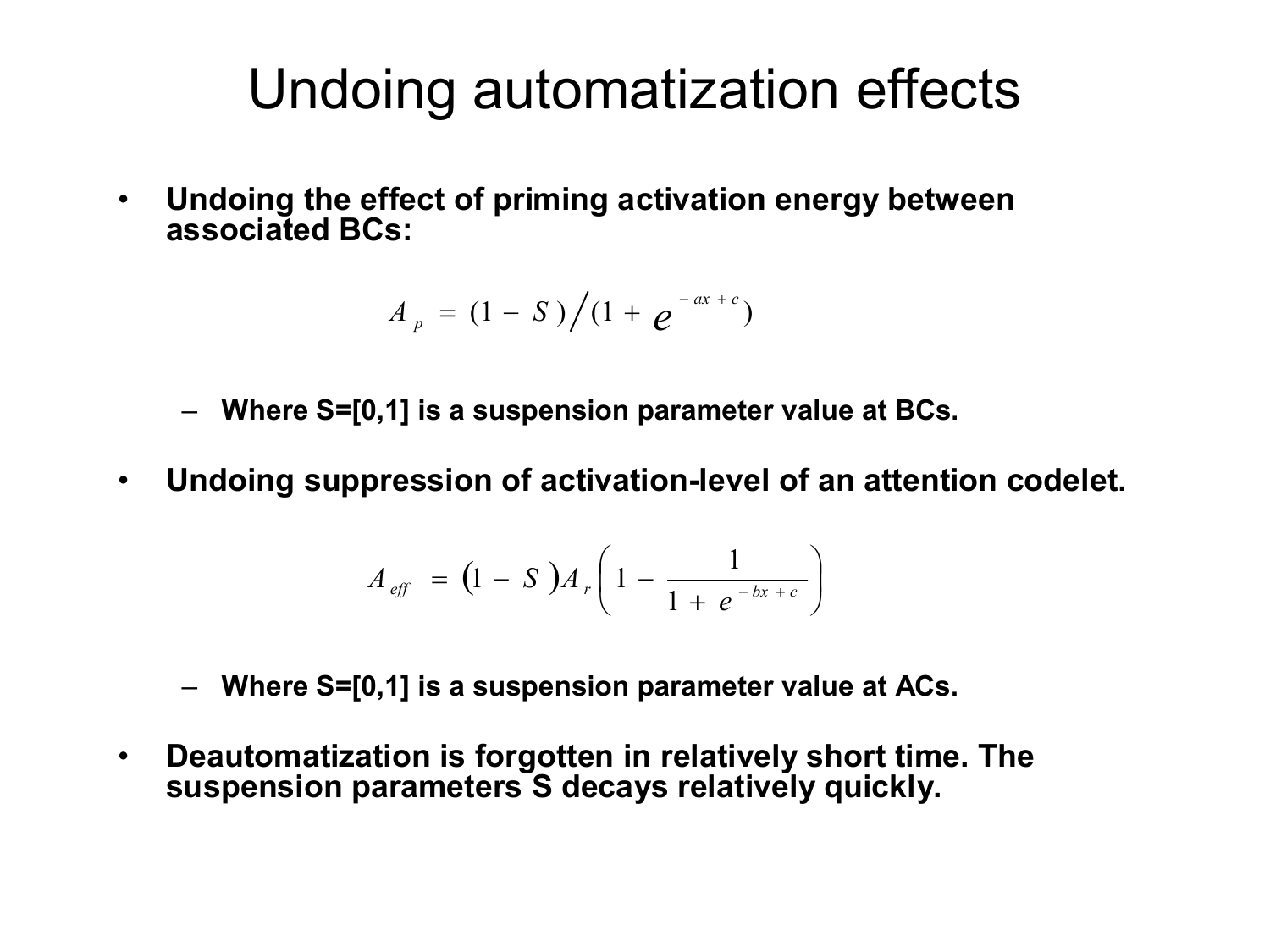# Undoing automatization effects

- **Undoing the effect of priming activation energy between associated BCs:**

$$A_p = (1 - S) \Big/ (1 + e^{-ax + c})$$

  - **Where S=[0,1] is a suspension parameter value at BCs.**

- **Undoing suppression of activation-level of an attention codelet.**

$$A_{eff} = (1 - S) A_r \left( 1 - \frac{1}{1 + e^{-bx + c}} \right)$$

  - **Where S=[0,1] is a suspension parameter value at ACs.**

- **Deautomatization is forgotten in relatively short time. The suspension parameters S decays relatively quickly.**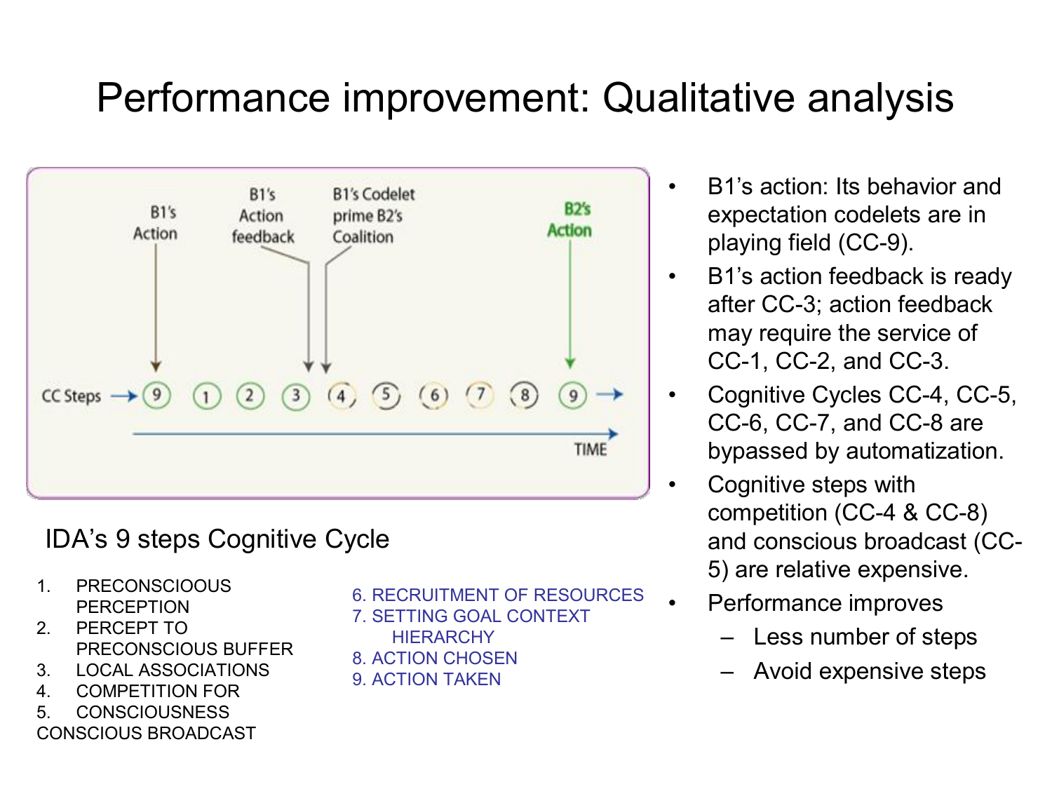# Performance improvement: Qualitative analysis

B1's Action | B1's Action feedback | B1's Codelet prime B2's Coalition | B2's Action

CC Steps → 9 1 2 3 4 5 6 7 8 9 →

TIME

IDA's 9 steps Cognitive Cycle

1. PRECONSCIOOUS PERCEPTION
2. PERCEPT TO PRECONSCIOUS BUFFER
3. LOCAL ASSOCIATIONS
4. COMPETITION FOR
5. CONSCIOUSNESS

CONSCIOUS BROADCAST

6. RECRUITMENT OF RESOURCES
7. SETTING GOAL CONTEXT HIERARCHY
8. ACTION CHOSEN
9. ACTION TAKEN

- B1's action: Its behavior and expectation codelets are in playing field (CC-9).
- B1's action feedback is ready after CC-3; action feedback may require the service of CC-1, CC-2, and CC-3.
- Cognitive Cycles CC-4, CC-5, CC-6, CC-7, and CC-8 are bypassed by automatization.
- Cognitive steps with competition (CC-4 & CC-8) and conscious broadcast (CC-5) are relative expensive.
- Performance improves
  - Less number of steps
  - Avoid expensive steps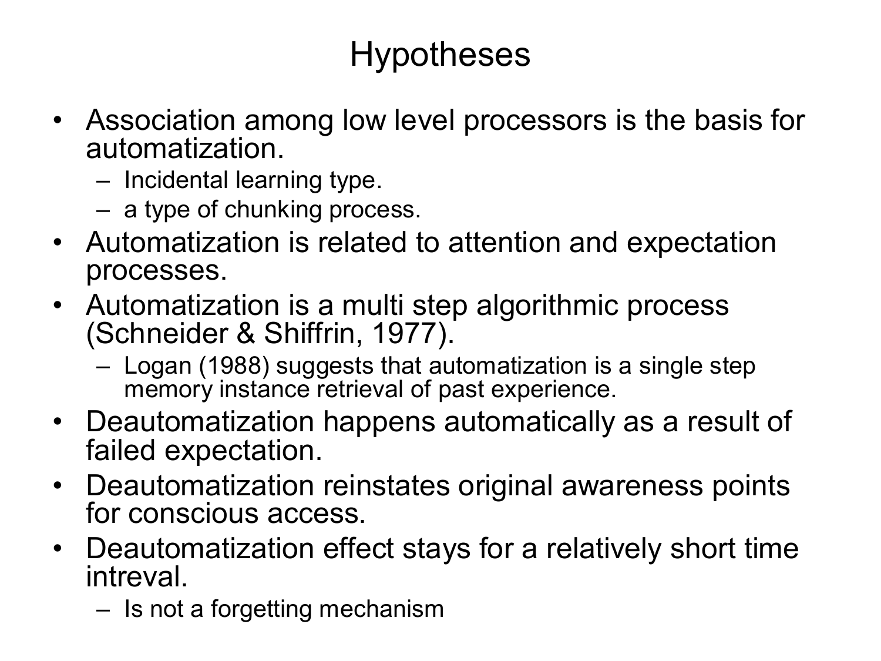# Hypotheses

- Association among low level processors is the basis for automatization.
  - Incidental learning type.
  - a type of chunking process.
- Automatization is related to attention and expectation processes.
- Automatization is a multi step algorithmic process (Schneider & Shiffrin, 1977).
  - Logan (1988) suggests that automatization is a single step memory instance retrieval of past experience.
- Deautomatization happens automatically as a result of failed expectation.
- Deautomatization reinstates original awareness points for conscious access.
- Deautomatization effect stays for a relatively short time intreval.
  - Is not a forgetting mechanism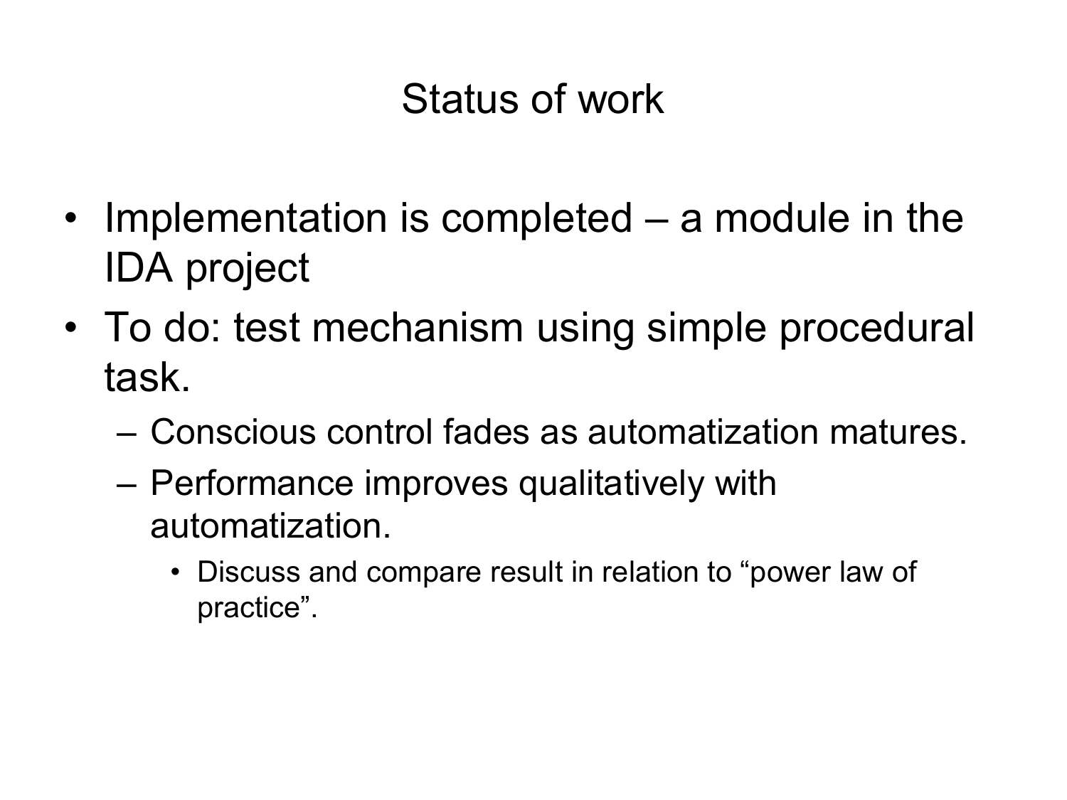# Status of work

- Implementation is completed – a module in the IDA project
- To do: test mechanism using simple procedural task.
  - Conscious control fades as automatization matures.
  - Performance improves qualitatively with automatization.
    - Discuss and compare result in relation to "power law of practice".